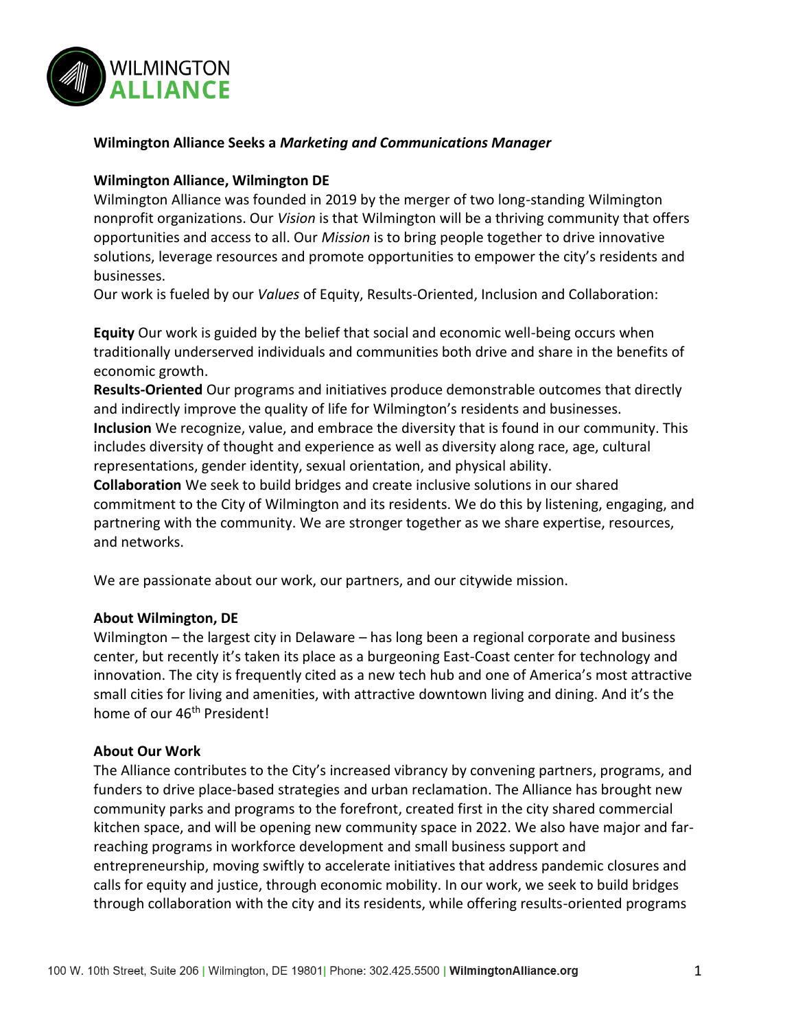**Wilmington Alliance Seeks a *Marketing and Communications Manager***

**Wilmington Alliance, Wilmington DE**

Wilmington Alliance was founded in 2019 by the merger of two long-standing Wilmington nonprofit organizations. Our *Vision* is that Wilmington will be a thriving community that offers opportunities and access to all. Our *Mission* is to bring people together to drive innovative solutions, leverage resources and promote opportunities to empower the city's residents and businesses.

Our work is fueled by our *Values* of Equity, Results-Oriented, Inclusion and Collaboration:

**Equity** Our work is guided by the belief that social and economic well-being occurs when traditionally underserved individuals and communities both drive and share in the benefits of economic growth.

**Results-Oriented** Our programs and initiatives produce demonstrable outcomes that directly and indirectly improve the quality of life for Wilmington's residents and businesses.

**Inclusion** We recognize, value, and embrace the diversity that is found in our community. This includes diversity of thought and experience as well as diversity along race, age, cultural representations, gender identity, sexual orientation, and physical ability.

**Collaboration** We seek to build bridges and create inclusive solutions in our shared commitment to the City of Wilmington and its residents. We do this by listening, engaging, and partnering with the community. We are stronger together as we share expertise, resources, and networks.

We are passionate about our work, our partners, and our citywide mission.

**About Wilmington, DE**

Wilmington – the largest city in Delaware – has long been a regional corporate and business center, but recently it's taken its place as a burgeoning East-Coast center for technology and innovation. The city is frequently cited as a new tech hub and one of America's most attractive small cities for living and amenities, with attractive downtown living and dining. And it's the home of our 46th President!

**About Our Work**

The Alliance contributes to the City's increased vibrancy by convening partners, programs, and funders to drive place-based strategies and urban reclamation. The Alliance has brought new community parks and programs to the forefront, created first in the city shared commercial kitchen space, and will be opening new community space in 2022. We also have major and far-reaching programs in workforce development and small business support and entrepreneurship, moving swiftly to accelerate initiatives that address pandemic closures and calls for equity and justice, through economic mobility. In our work, we seek to build bridges through collaboration with the city and its residents, while offering results-oriented programs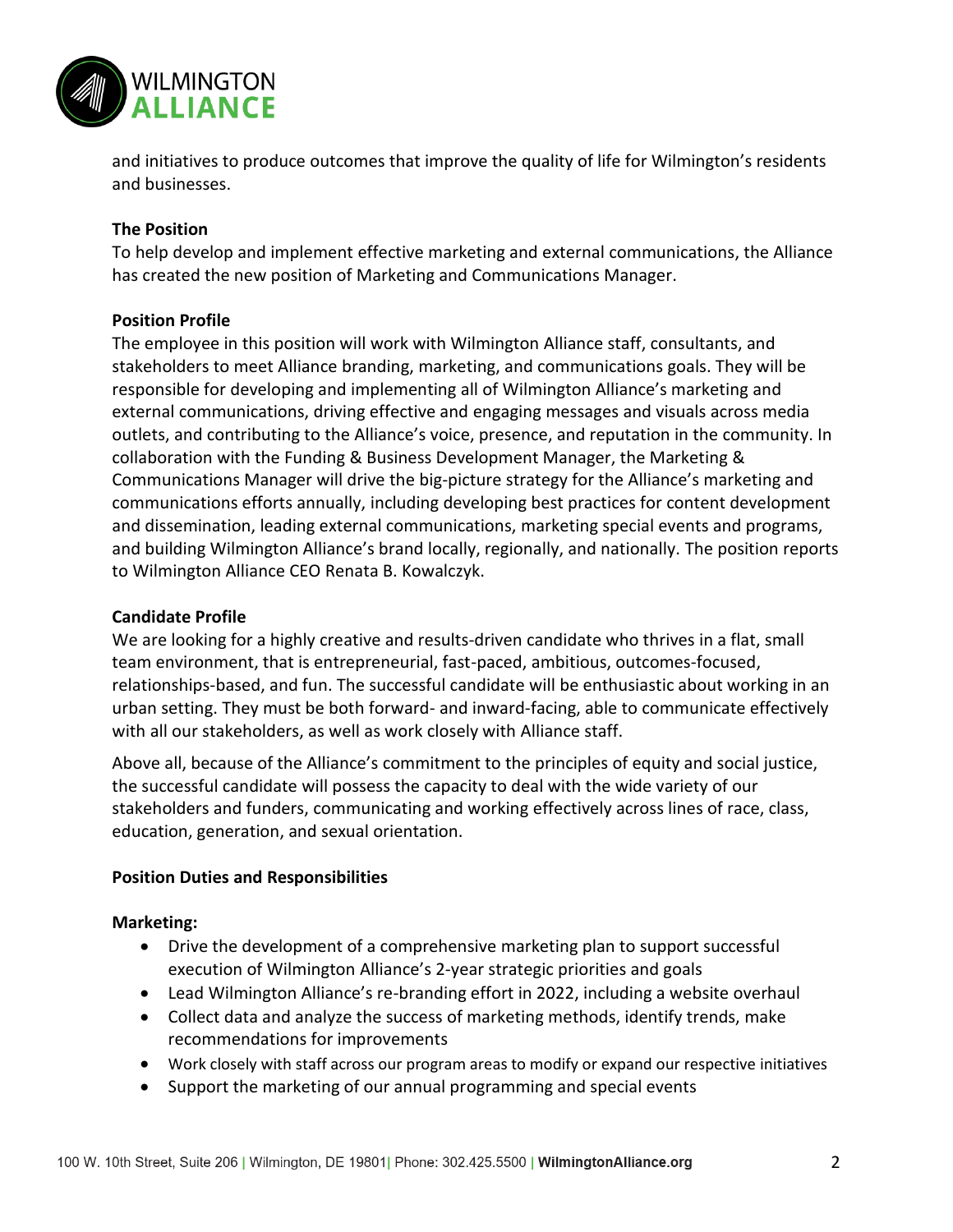and initiatives to produce outcomes that improve the quality of life for Wilmington's residents and businesses.

**The Position**

To help develop and implement effective marketing and external communications, the Alliance has created the new position of Marketing and Communications Manager.

**Position Profile**

The employee in this position will work with Wilmington Alliance staff, consultants, and stakeholders to meet Alliance branding, marketing, and communications goals. They will be responsible for developing and implementing all of Wilmington Alliance's marketing and external communications, driving effective and engaging messages and visuals across media outlets, and contributing to the Alliance's voice, presence, and reputation in the community. In collaboration with the Funding & Business Development Manager, the Marketing & Communications Manager will drive the big-picture strategy for the Alliance's marketing and communications efforts annually, including developing best practices for content development and dissemination, leading external communications, marketing special events and programs, and building Wilmington Alliance's brand locally, regionally, and nationally. The position reports to Wilmington Alliance CEO Renata B. Kowalczyk.

**Candidate Profile**

We are looking for a highly creative and results-driven candidate who thrives in a flat, small team environment, that is entrepreneurial, fast-paced, ambitious, outcomes-focused, relationships-based, and fun. The successful candidate will be enthusiastic about working in an urban setting. They must be both forward- and inward-facing, able to communicate effectively with all our stakeholders, as well as work closely with Alliance staff.

Above all, because of the Alliance's commitment to the principles of equity and social justice, the successful candidate will possess the capacity to deal with the wide variety of our stakeholders and funders, communicating and working effectively across lines of race, class, education, generation, and sexual orientation.

**Position Duties and Responsibilities**

**Marketing:**

- Drive the development of a comprehensive marketing plan to support successful execution of Wilmington Alliance's 2-year strategic priorities and goals
- Lead Wilmington Alliance's re-branding effort in 2022, including a website overhaul
- Collect data and analyze the success of marketing methods, identify trends, make recommendations for improvements
- Work closely with staff across our program areas to modify or expand our respective initiatives
- Support the marketing of our annual programming and special events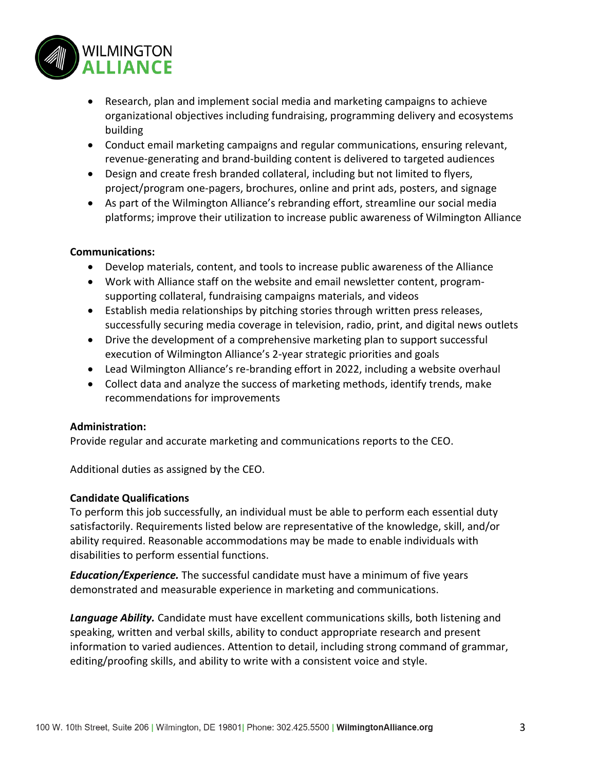- Research, plan and implement social media and marketing campaigns to achieve organizational objectives including fundraising, programming delivery and ecosystems building
- Conduct email marketing campaigns and regular communications, ensuring relevant, revenue-generating and brand-building content is delivered to targeted audiences
- Design and create fresh branded collateral, including but not limited to flyers, project/program one-pagers, brochures, online and print ads, posters, and signage
- As part of the Wilmington Alliance's rebranding effort, streamline our social media platforms; improve their utilization to increase public awareness of Wilmington Alliance

**Communications:**

- Develop materials, content, and tools to increase public awareness of the Alliance
- Work with Alliance staff on the website and email newsletter content, program-supporting collateral, fundraising campaigns materials, and videos
- Establish media relationships by pitching stories through written press releases, successfully securing media coverage in television, radio, print, and digital news outlets
- Drive the development of a comprehensive marketing plan to support successful execution of Wilmington Alliance's 2-year strategic priorities and goals
- Lead Wilmington Alliance's re-branding effort in 2022, including a website overhaul
- Collect data and analyze the success of marketing methods, identify trends, make recommendations for improvements

**Administration:**

Provide regular and accurate marketing and communications reports to the CEO.

Additional duties as assigned by the CEO.

**Candidate Qualifications**

To perform this job successfully, an individual must be able to perform each essential duty satisfactorily. Requirements listed below are representative of the knowledge, skill, and/or ability required. Reasonable accommodations may be made to enable individuals with disabilities to perform essential functions.

***Education/Experience.*** The successful candidate must have a minimum of five years demonstrated and measurable experience in marketing and communications.

***Language Ability.*** Candidate must have excellent communications skills, both listening and speaking, written and verbal skills, ability to conduct appropriate research and present information to varied audiences. Attention to detail, including strong command of grammar, editing/proofing skills, and ability to write with a consistent voice and style.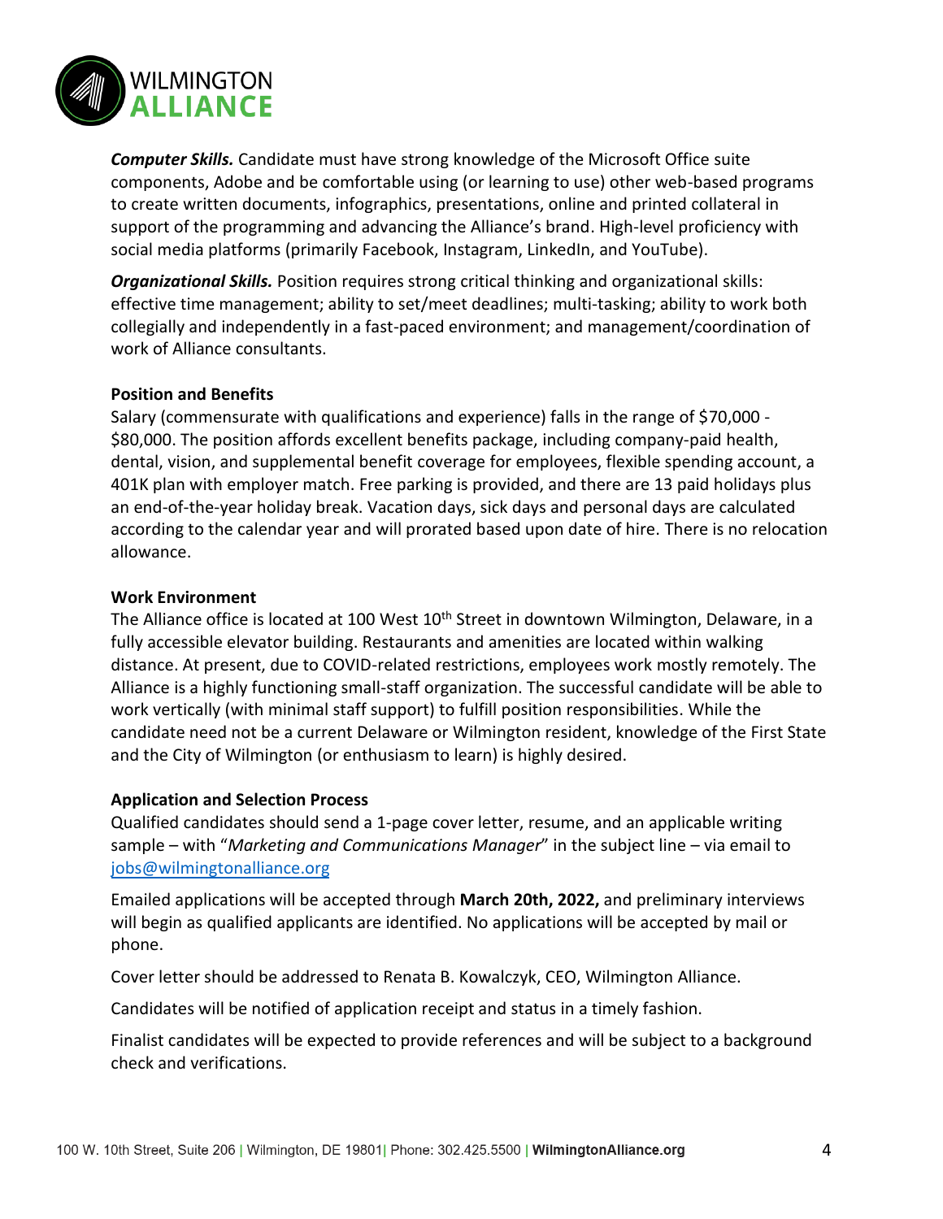***Computer Skills.*** Candidate must have strong knowledge of the Microsoft Office suite components, Adobe and be comfortable using (or learning to use) other web-based programs to create written documents, infographics, presentations, online and printed collateral in support of the programming and advancing the Alliance's brand. High-level proficiency with social media platforms (primarily Facebook, Instagram, LinkedIn, and YouTube).

***Organizational Skills.*** Position requires strong critical thinking and organizational skills: effective time management; ability to set/meet deadlines; multi-tasking; ability to work both collegially and independently in a fast-paced environment; and management/coordination of work of Alliance consultants.

**Position and Benefits**

Salary (commensurate with qualifications and experience) falls in the range of $70,000 - $80,000. The position affords excellent benefits package, including company-paid health, dental, vision, and supplemental benefit coverage for employees, flexible spending account, a 401K plan with employer match. Free parking is provided, and there are 13 paid holidays plus an end-of-the-year holiday break. Vacation days, sick days and personal days are calculated according to the calendar year and will prorated based upon date of hire. There is no relocation allowance.

**Work Environment**

The Alliance office is located at 100 West 10th Street in downtown Wilmington, Delaware, in a fully accessible elevator building. Restaurants and amenities are located within walking distance. At present, due to COVID-related restrictions, employees work mostly remotely. The Alliance is a highly functioning small-staff organization. The successful candidate will be able to work vertically (with minimal staff support) to fulfill position responsibilities. While the candidate need not be a current Delaware or Wilmington resident, knowledge of the First State and the City of Wilmington (or enthusiasm to learn) is highly desired.

**Application and Selection Process**

Qualified candidates should send a 1-page cover letter, resume, and an applicable writing sample – with "*Marketing and Communications Manager*" in the subject line – via email to jobs@wilmingtonalliance.org

Emailed applications will be accepted through **March 20th, 2022,** and preliminary interviews will begin as qualified applicants are identified. No applications will be accepted by mail or phone.

Cover letter should be addressed to Renata B. Kowalczyk, CEO, Wilmington Alliance.

Candidates will be notified of application receipt and status in a timely fashion.

Finalist candidates will be expected to provide references and will be subject to a background check and verifications.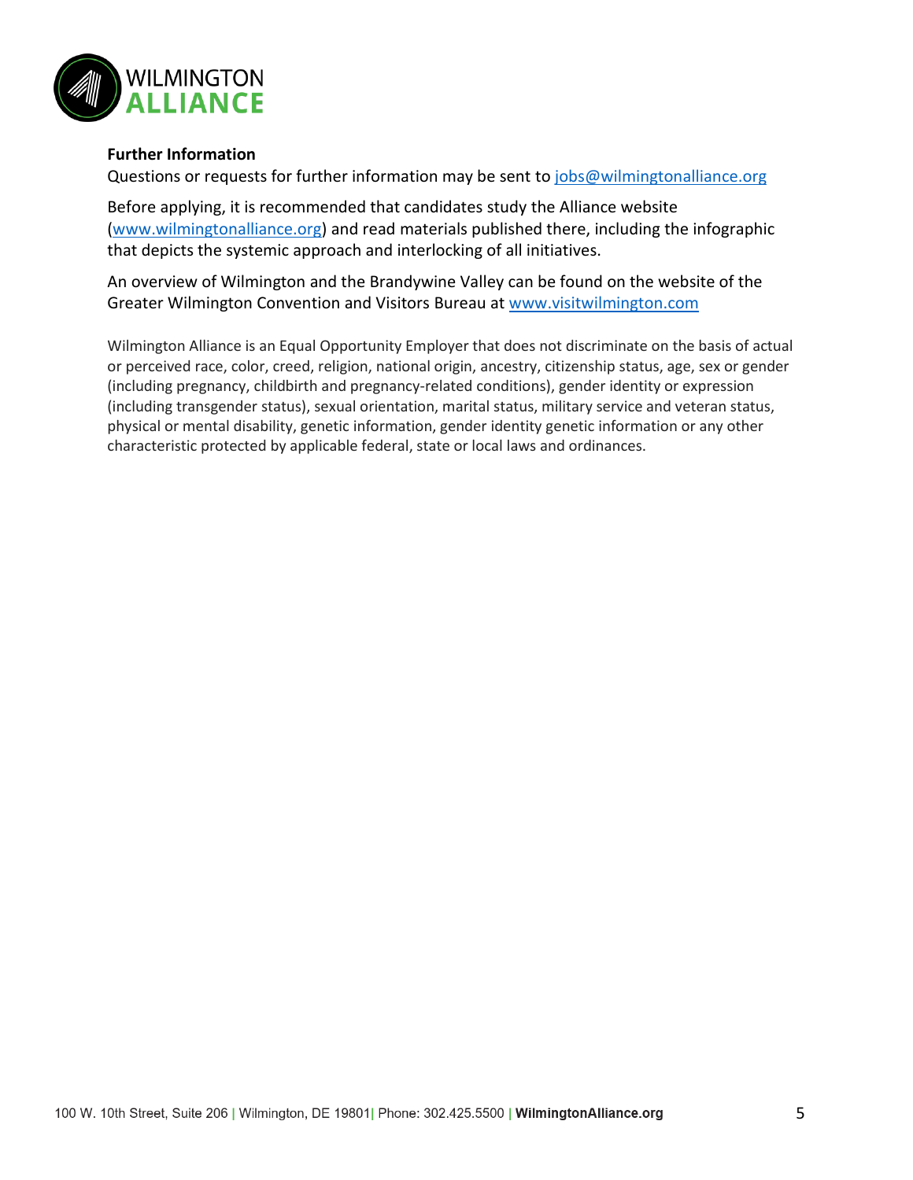**Further Information**

Questions or requests for further information may be sent to jobs@wilmingtonalliance.org

Before applying, it is recommended that candidates study the Alliance website (www.wilmingtonalliance.org) and read materials published there, including the infographic that depicts the systemic approach and interlocking of all initiatives.

An overview of Wilmington and the Brandywine Valley can be found on the website of the Greater Wilmington Convention and Visitors Bureau at www.visitwilmington.com

Wilmington Alliance is an Equal Opportunity Employer that does not discriminate on the basis of actual or perceived race, color, creed, religion, national origin, ancestry, citizenship status, age, sex or gender (including pregnancy, childbirth and pregnancy-related conditions), gender identity or expression (including transgender status), sexual orientation, marital status, military service and veteran status, physical or mental disability, genetic information, gender identity genetic information or any other characteristic protected by applicable federal, state or local laws and ordinances.